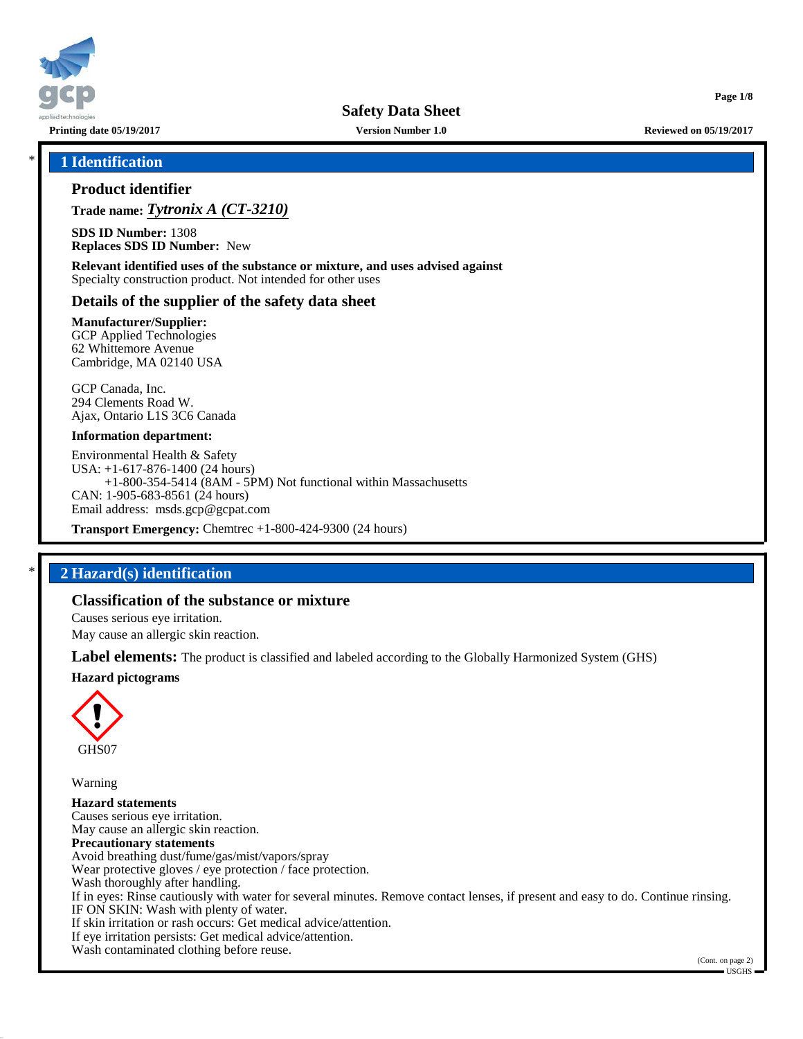## 1 Identification

### Product identifier

**Trade name:** ***Tytronix A (CT-3210)***

**SDS ID Number:** 1308
**Replaces SDS ID Number:** New

**Relevant identified uses of the substance or mixture, and uses advised against**
Specialty construction product. Not intended for other uses

### Details of the supplier of the safety data sheet

**Manufacturer/Supplier:**
GCP Applied Technologies
62 Whittemore Avenue
Cambridge, MA 02140 USA

GCP Canada, Inc.
294 Clements Road W.
Ajax, Ontario L1S 3C6 Canada

**Information department:**

Environmental Health & Safety
USA: +1-617-876-1400 (24 hours)
+1-800-354-5414 (8AM - 5PM) Not functional within Massachusetts
CAN: 1-905-683-8561 (24 hours)
Email address: msds.gcp@gcpat.com

**Transport Emergency:** Chemtrec +1-800-424-9300 (24 hours)

## 2 Hazard(s) identification

### Classification of the substance or mixture

Causes serious eye irritation.
May cause an allergic skin reaction.

**Label elements:** The product is classified and labeled according to the Globally Harmonized System (GHS)

**Hazard pictograms**

GHS07

Warning

**Hazard statements**
Causes serious eye irritation.
May cause an allergic skin reaction.

**Precautionary statements**
Avoid breathing dust/fume/gas/mist/vapors/spray
Wear protective gloves / eye protection / face protection.
Wash thoroughly after handling.
If in eyes: Rinse cautiously with water for several minutes. Remove contact lenses, if present and easy to do. Continue rinsing.
IF ON SKIN: Wash with plenty of water.
If skin irritation or rash occurs: Get medical advice/attention.
If eye irritation persists: Get medical advice/attention.
Wash contaminated clothing before reuse.

(Cont. on page 2)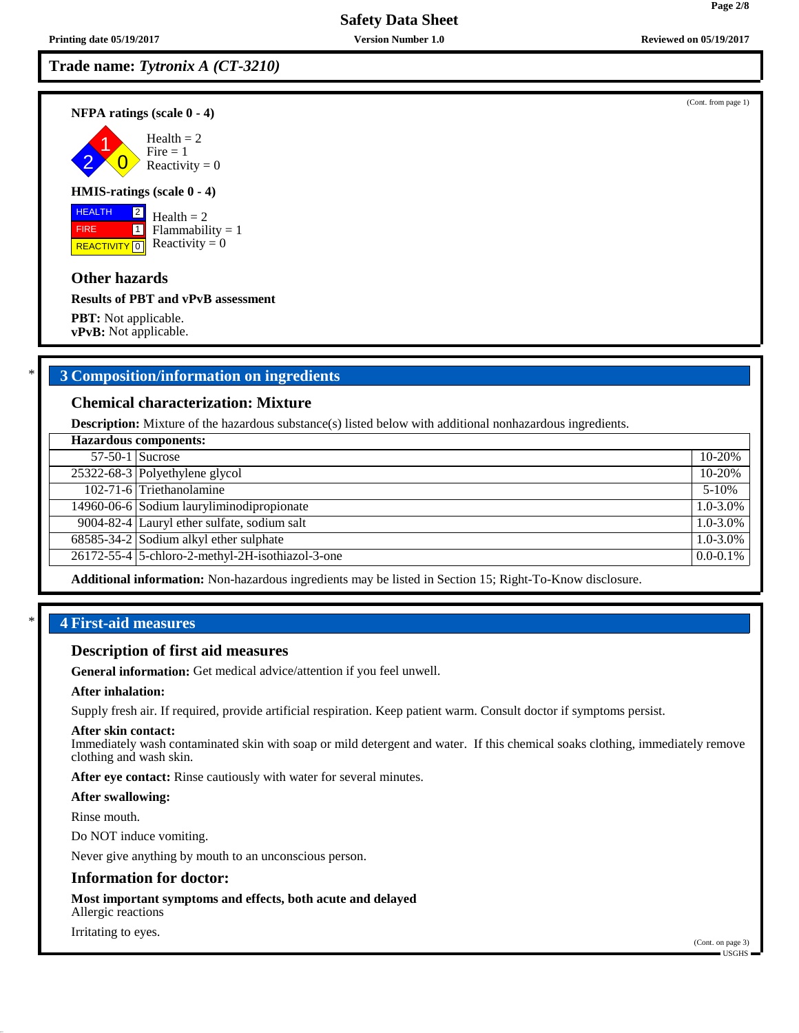Trade name: *Tytronix A (CT-3210)*

(Cont. from page 1)

**NFPA ratings (scale 0 - 4)**

Health = 2
Fire = 1
Reactivity = 0

**HMIS-ratings (scale 0 - 4)**

HEALTH 2 Health = 2
FIRE 1 Flammability = 1
REACTIVITY 0 Reactivity = 0

### Other hazards

**Results of PBT and vPvB assessment**

**PBT:** Not applicable.
**vPvB:** Not applicable.

## 3 Composition/information on ingredients

### Chemical characterization: Mixture

**Description:** Mixture of the hazardous substance(s) listed below with additional nonhazardous ingredients.

| Hazardous components: | | |
|---|---|---|
| 57-50-1 | Sucrose | 10-20% |
| 25322-68-3 | Polyethylene glycol | 10-20% |
| 102-71-6 | Triethanolamine | 5-10% |
| 14960-06-6 | Sodium lauryliminodipropionate | 1.0-3.0% |
| 9004-82-4 | Lauryl ether sulfate, sodium salt | 1.0-3.0% |
| 68585-34-2 | Sodium alkyl ether sulphate | 1.0-3.0% |
| 26172-55-4 | 5-chloro-2-methyl-2H-isothiazol-3-one | 0.0-0.1% |

**Additional information:** Non-hazardous ingredients may be listed in Section 15; Right-To-Know disclosure.

## 4 First-aid measures

### Description of first aid measures

**General information:** Get medical advice/attention if you feel unwell.

**After inhalation:**

Supply fresh air. If required, provide artificial respiration. Keep patient warm. Consult doctor if symptoms persist.

**After skin contact:**
Immediately wash contaminated skin with soap or mild detergent and water. If this chemical soaks clothing, immediately remove clothing and wash skin.

**After eye contact:** Rinse cautiously with water for several minutes.

**After swallowing:**

Rinse mouth.

Do NOT induce vomiting.

Never give anything by mouth to an unconscious person.

### Information for doctor:

**Most important symptoms and effects, both acute and delayed**
Allergic reactions

Irritating to eyes.

(Cont. on page 3)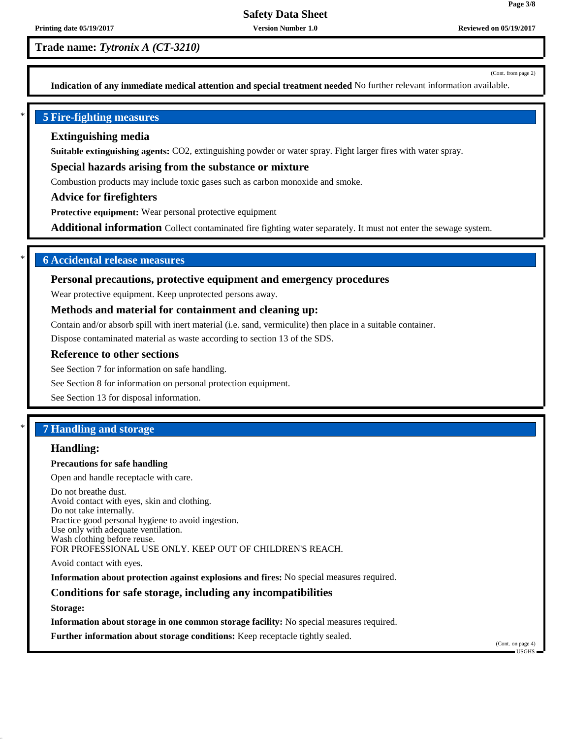**Trade name:** ***Tytronix A (CT-3210)***

(Cont. from page 2)

**Indication of any immediate medical attention and special treatment needed** No further relevant information available.

## 5 Fire-fighting measures

### Extinguishing media

**Suitable extinguishing agents:** $CO_2$, extinguishing powder or water spray. Fight larger fires with water spray.

### Special hazards arising from the substance or mixture

Combustion products may include toxic gases such as carbon monoxide and smoke.

### Advice for firefighters

**Protective equipment:** Wear personal protective equipment

**Additional information** Collect contaminated fire fighting water separately. It must not enter the sewage system.

## 6 Accidental release measures

### Personal precautions, protective equipment and emergency procedures

Wear protective equipment. Keep unprotected persons away.

### Methods and material for containment and cleaning up:

Contain and/or absorb spill with inert material (i.e. sand, vermiculite) then place in a suitable container.

Dispose contaminated material as waste according to section 13 of the SDS.

### Reference to other sections

See Section 7 for information on safe handling.

See Section 8 for information on personal protection equipment.

See Section 13 for disposal information.

## 7 Handling and storage

### Handling:

**Precautions for safe handling**

Open and handle receptacle with care.

Do not breathe dust.
Avoid contact with eyes, skin and clothing.
Do not take internally.
Practice good personal hygiene to avoid ingestion.
Use only with adequate ventilation.
Wash clothing before reuse.
FOR PROFESSIONAL USE ONLY. KEEP OUT OF CHILDREN'S REACH.

Avoid contact with eyes.

**Information about protection against explosions and fires:** No special measures required.

### Conditions for safe storage, including any incompatibilities

**Storage:**

**Information about storage in one common storage facility:** No special measures required.

**Further information about storage conditions:** Keep receptacle tightly sealed.

(Cont. on page 4)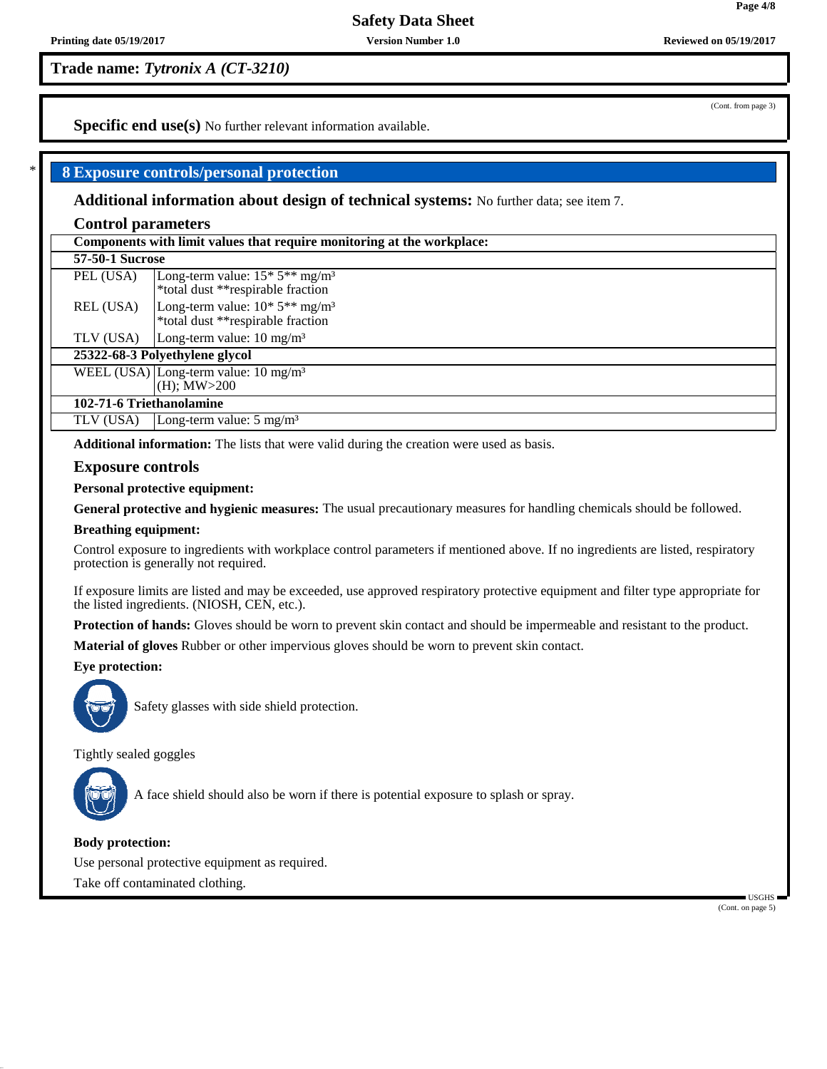**Trade name:** ***Tytronix A (CT-3210)***

(Cont. from page 3)

**Specific end use(s)** No further relevant information available.

## 8 Exposure controls/personal protection

**Additional information about design of technical systems:** No further data; see item 7.

### Control parameters

| Components with limit values that require monitoring at the workplace: | |
|---|---|
| **57-50-1 Sucrose** | |
| PEL (USA) | Long-term value: 15* 5** mg/m³<br>*total dust **respirable fraction |
| REL (USA) | Long-term value: 10* 5** mg/m³<br>*total dust **respirable fraction |
| TLV (USA) | Long-term value: 10 mg/m³ |
| **25322-68-3 Polyethylene glycol** | |
| WEEL (USA) | Long-term value: 10 mg/m³<br>(H); MW>200 |
| **102-71-6 Triethanolamine** | |
| TLV (USA) | Long-term value: 5 mg/m³ |

**Additional information:** The lists that were valid during the creation were used as basis.

### Exposure controls

**Personal protective equipment:**

**General protective and hygienic measures:** The usual precautionary measures for handling chemicals should be followed.

**Breathing equipment:**

Control exposure to ingredients with workplace control parameters if mentioned above. If no ingredients are listed, respiratory protection is generally not required.

If exposure limits are listed and may be exceeded, use approved respiratory protective equipment and filter type appropriate for the listed ingredients. (NIOSH, CEN, etc.).

**Protection of hands:** Gloves should be worn to prevent skin contact and should be impermeable and resistant to the product.

**Material of gloves** Rubber or other impervious gloves should be worn to prevent skin contact.

**Eye protection:**

Safety glasses with side shield protection.

Tightly sealed goggles

A face shield should also be worn if there is potential exposure to splash or spray.

**Body protection:**

Use personal protective equipment as required.

Take off contaminated clothing.

(Cont. on page 5)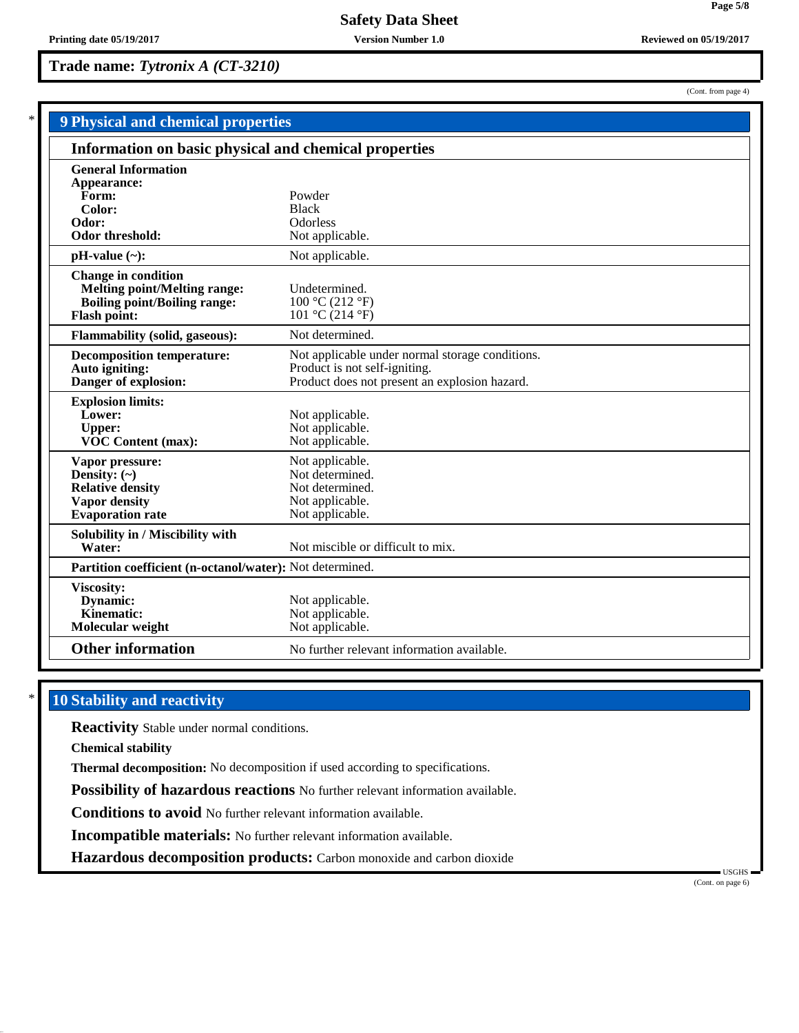**Trade name: *Tytronix A (CT-3210)***

(Cont. from page 4)

## 9 Physical and chemical properties

### Information on basic physical and chemical properties

| Property | Value |
|---|---|
| **General Information** | |
| **Appearance:** | |
| **Form:** | Powder |
| **Color:** | Black |
| **Odor:** | Odorless |
| **Odor threshold:** | Not applicable. |
| **pH-value (~):** | Not applicable. |
| **Change in condition** | |
| **Melting point/Melting range:** | Undetermined. |
| **Boiling point/Boiling range:** | 100 °C (212 °F) |
| **Flash point:** | 101 °C (214 °F) |
| **Flammability (solid, gaseous):** | Not determined. |
| **Decomposition temperature:** | Not applicable under normal storage conditions. |
| **Auto igniting:** | Product is not self-igniting. |
| **Danger of explosion:** | Product does not present an explosion hazard. |
| **Explosion limits:** | |
| **Lower:** | Not applicable. |
| **Upper:** | Not applicable. |
| **VOC Content (max):** | Not applicable. |
| **Vapor pressure:** | Not applicable. |
| **Density: (~)** | Not determined. |
| **Relative density** | Not determined. |
| **Vapor density** | Not applicable. |
| **Evaporation rate** | Not applicable. |
| **Solubility in / Miscibility with** | |
| **Water:** | Not miscible or difficult to mix. |
| **Partition coefficient (n-octanol/water):** | Not determined. |
| **Viscosity:** | |
| **Dynamic:** | Not applicable. |
| **Kinematic:** | Not applicable. |
| **Molecular weight** | Not applicable. |
| **Other information** | No further relevant information available. |

## 10 Stability and reactivity

**Reactivity** Stable under normal conditions.

**Chemical stability**

**Thermal decomposition:** No decomposition if used according to specifications.

**Possibility of hazardous reactions** No further relevant information available.

**Conditions to avoid** No further relevant information available.

**Incompatible materials:** No further relevant information available.

**Hazardous decomposition products:** Carbon monoxide and carbon dioxide

(Cont. on page 6)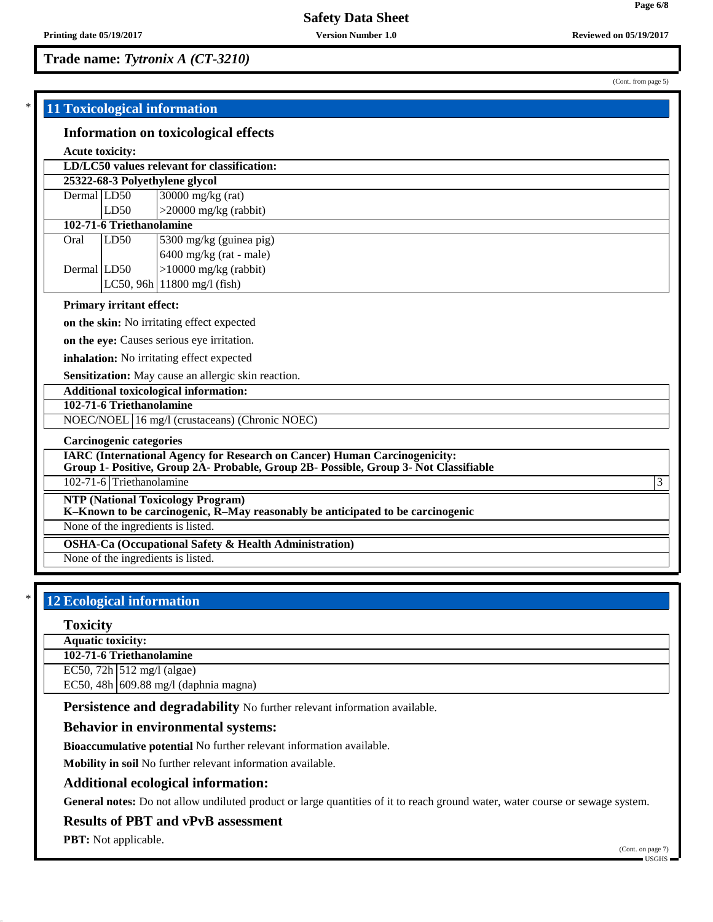Trade name: *Tytronix A (CT-3210)*

(Cont. from page 5)

## 11 Toxicological information

### Information on toxicological effects

**Acute toxicity:**

| LD/LC50 values relevant for classification: | | |
|---|---|---|
| **25322-68-3 Polyethylene glycol** | | |
| Dermal | LD50 | 30000 mg/kg (rat) |
| | LD50 | >20000 mg/kg (rabbit) |
| **102-71-6 Triethanolamine** | | |
| Oral | LD50 | 5300 mg/kg (guinea pig) |
| | | 6400 mg/kg (rat - male) |
| Dermal | LD50 | >10000 mg/kg (rabbit) |
| | LC50, 96h | 11800 mg/l (fish) |

**Primary irritant effect:**

**on the skin:** No irritating effect expected

**on the eye:** Causes serious eye irritation.

**inhalation:** No irritating effect expected

**Sensitization:** May cause an allergic skin reaction.

| Additional toxicological information: | |
|---|---|
| **102-71-6 Triethanolamine** | |
| NOEC/NOEL | 16 mg/l (crustaceans) (Chronic NOEC) |

**Carcinogenic categories**

| IARC (International Agency for Research on Cancer) Human Carcinogenicity: Group 1- Positive, Group 2A- Probable, Group 2B- Possible, Group 3- Not Classifiable | | |
|---|---|---|
| 102-71-6 | Triethanolamine | 3 |

| NTP (National Toxicology Program) K–Known to be carcinogenic, R–May reasonably be anticipated to be carcinogenic |
|---|
| None of the ingredients is listed. |

| OSHA-Ca (Occupational Safety & Health Administration) |
|---|
| None of the ingredients is listed. |

## 12 Ecological information

### Toxicity

| Aquatic toxicity: | |
|---|---|
| **102-71-6 Triethanolamine** | |
| EC50, 72h | 512 mg/l (algae) |
| EC50, 48h | 609.88 mg/l (daphnia magna) |

**Persistence and degradability** No further relevant information available.

### Behavior in environmental systems:

**Bioaccumulative potential** No further relevant information available.

**Mobility in soil** No further relevant information available.

### Additional ecological information:

**General notes:** Do not allow undiluted product or large quantities of it to reach ground water, water course or sewage system.

### Results of PBT and vPvB assessment

**PBT:** Not applicable.

(Cont. on page 7)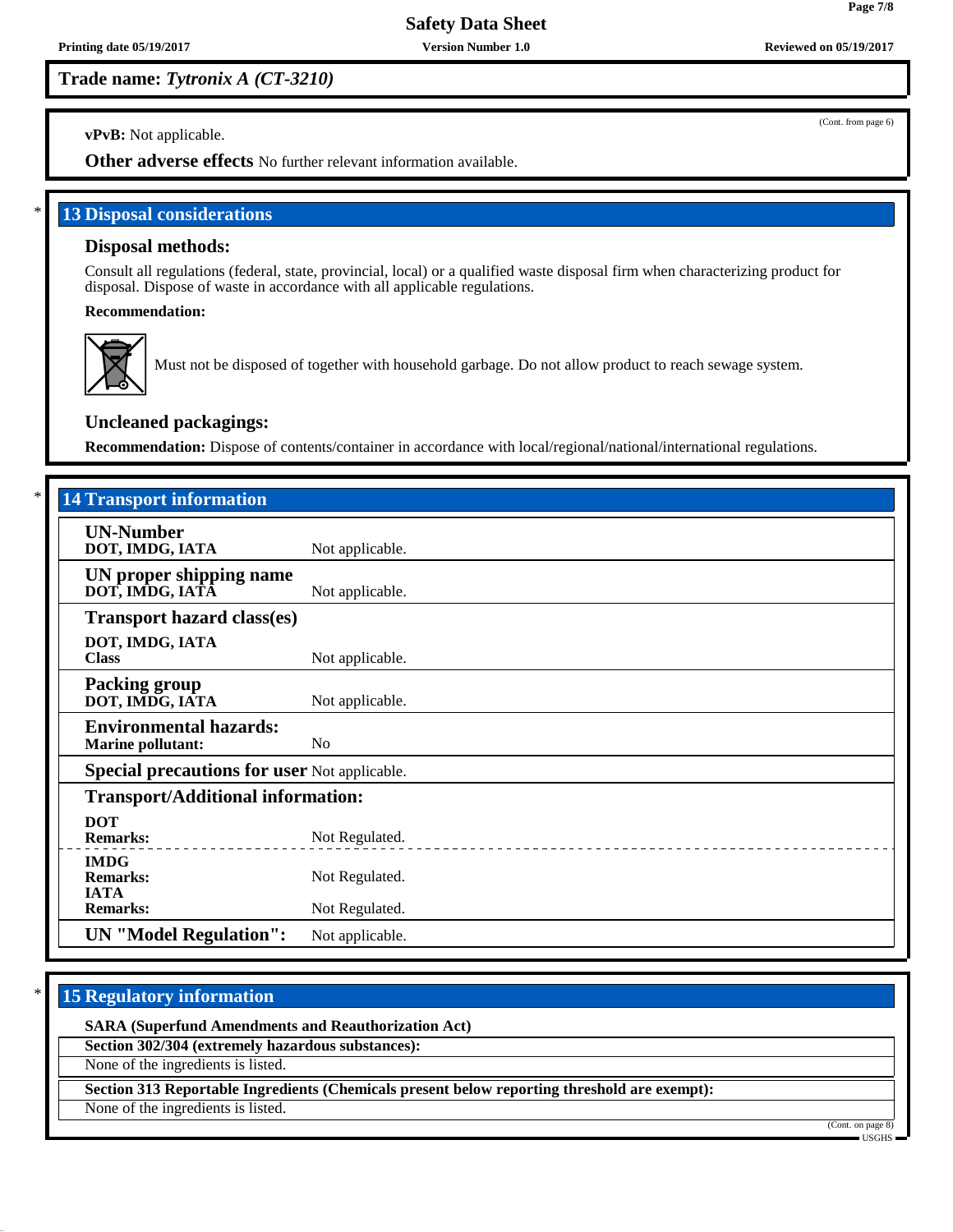**Trade name:** *Tytronix A (CT-3210)*

(Cont. from page 6)

**vPvB:** Not applicable.

**Other adverse effects** No further relevant information available.

## 13 Disposal considerations

### Disposal methods:

Consult all regulations (federal, state, provincial, local) or a qualified waste disposal firm when characterizing product for disposal. Dispose of waste in accordance with all applicable regulations.

**Recommendation:**

Must not be disposed of together with household garbage. Do not allow product to reach sewage system.

### Uncleaned packagings:

**Recommendation:** Dispose of contents/container in accordance with local/regional/national/international regulations.

## 14 Transport information

| | |
|---|---|
| **UN-Number**<br>**DOT, IMDG, IATA** | Not applicable. |
| **UN proper shipping name**<br>**DOT, IMDG, IATA** | Not applicable. |
| **Transport hazard class(es)**<br>**DOT, IMDG, IATA**<br>**Class** | Not applicable. |
| **Packing group**<br>**DOT, IMDG, IATA** | Not applicable. |
| **Environmental hazards:**<br>**Marine pollutant:** | No |
| **Special precautions for user** | Not applicable. |
| **Transport/Additional information:** | |
| **DOT**<br>**Remarks:** | Not Regulated. |
| **IMDG**<br>**Remarks:** | Not Regulated. |
| **IATA**<br>**Remarks:** | Not Regulated. |
| **UN "Model Regulation":** | Not applicable. |

## 15 Regulatory information

**SARA (Superfund Amendments and Reauthorization Act)**

**Section 302/304 (extremely hazardous substances):**

None of the ingredients is listed.

**Section 313 Reportable Ingredients (Chemicals present below reporting threshold are exempt):**

None of the ingredients is listed.

(Cont. on page 8)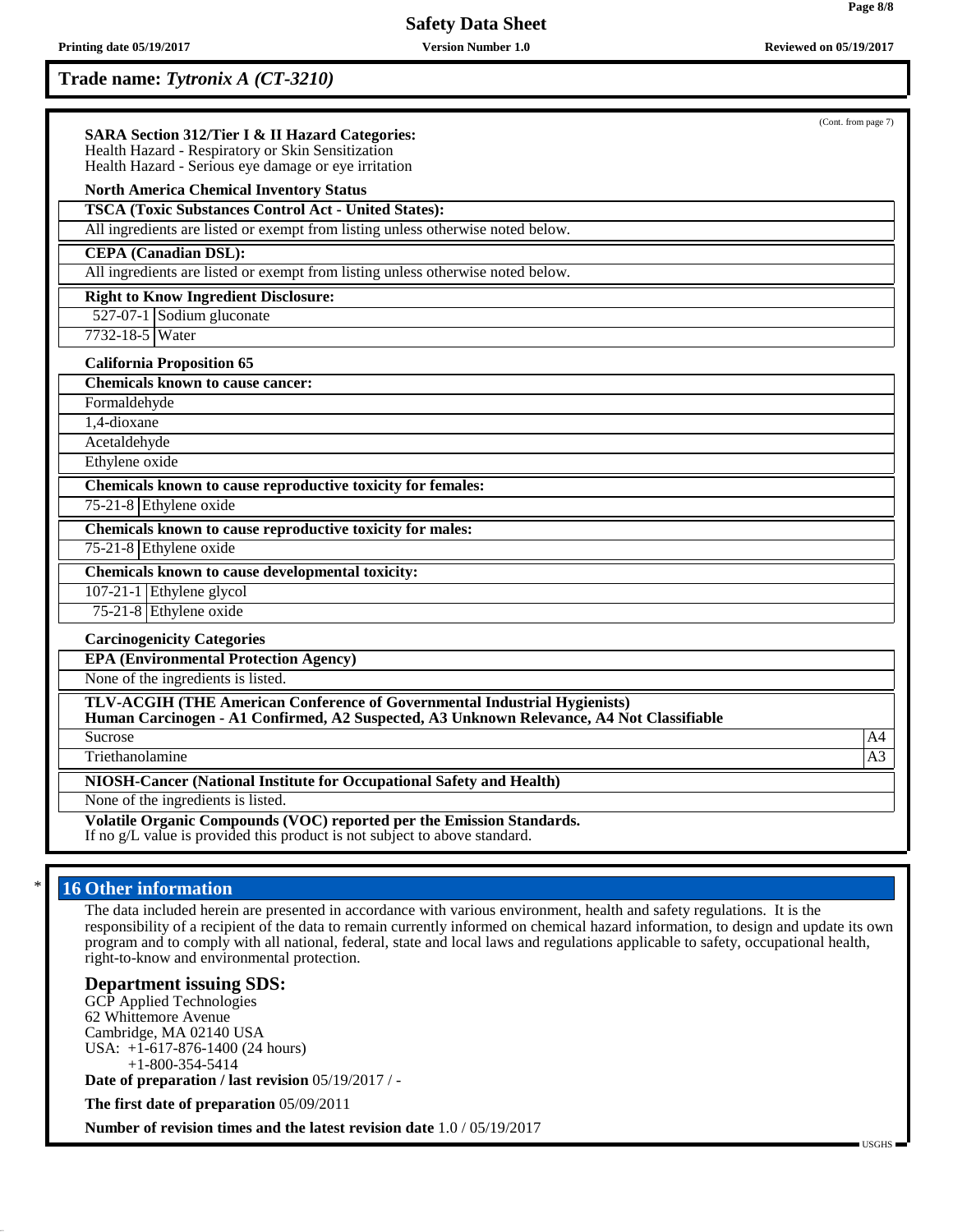**Trade name: *Tytronix A (CT-3210)***

(Cont. from page 7)

**SARA Section 312/Tier I & II Hazard Categories:**
Health Hazard - Respiratory or Skin Sensitization
Health Hazard - Serious eye damage or eye irritation

**North America Chemical Inventory Status**

**TSCA (Toxic Substances Control Act - United States):**

All ingredients are listed or exempt from listing unless otherwise noted below.

**CEPA (Canadian DSL):**

All ingredients are listed or exempt from listing unless otherwise noted below.

**Right to Know Ingredient Disclosure:**

| | |
|---|---|
| 527-07-1 | Sodium gluconate |
| 7732-18-5 | Water |

**California Proposition 65**

**Chemicals known to cause cancer:**

Formaldehyde
1,4-dioxane
Acetaldehyde
Ethylene oxide

**Chemicals known to cause reproductive toxicity for females:**

| | |
|---|---|
| 75-21-8 | Ethylene oxide |

**Chemicals known to cause reproductive toxicity for males:**

| | |
|---|---|
| 75-21-8 | Ethylene oxide |

**Chemicals known to cause developmental toxicity:**

| | |
|---|---|
| 107-21-1 | Ethylene glycol |
| 75-21-8 | Ethylene oxide |

**Carcinogenicity Categories**

**EPA (Environmental Protection Agency)**

None of the ingredients is listed.

**TLV-ACGIH (THE American Conference of Governmental Industrial Hygienists)**
**Human Carcinogen - A1 Confirmed, A2 Suspected, A3 Unknown Relevance, A4 Not Classifiable**

| | |
|---|---|
| Sucrose | A4 |
| Triethanolamine | A3 |

**NIOSH-Cancer (National Institute for Occupational Safety and Health)**

None of the ingredients is listed.

**Volatile Organic Compounds (VOC) reported per the Emission Standards.**
If no g/L value is provided this product is not subject to above standard.

\* 

## 16 Other information

The data included herein are presented in accordance with various environment, health and safety regulations. It is the responsibility of a recipient of the data to remain currently informed on chemical hazard information, to design and update its own program and to comply with all national, federal, state and local laws and regulations applicable to safety, occupational health, right-to-know and environmental protection.

### Department issuing SDS:

GCP Applied Technologies
62 Whittemore Avenue
Cambridge, MA 02140 USA
USA: +1-617-876-1400 (24 hours)
+1-800-354-5414

**Date of preparation / last revision** 05/19/2017 / -

**The first date of preparation** 05/09/2011

**Number of revision times and the latest revision date** 1.0 / 05/19/2017